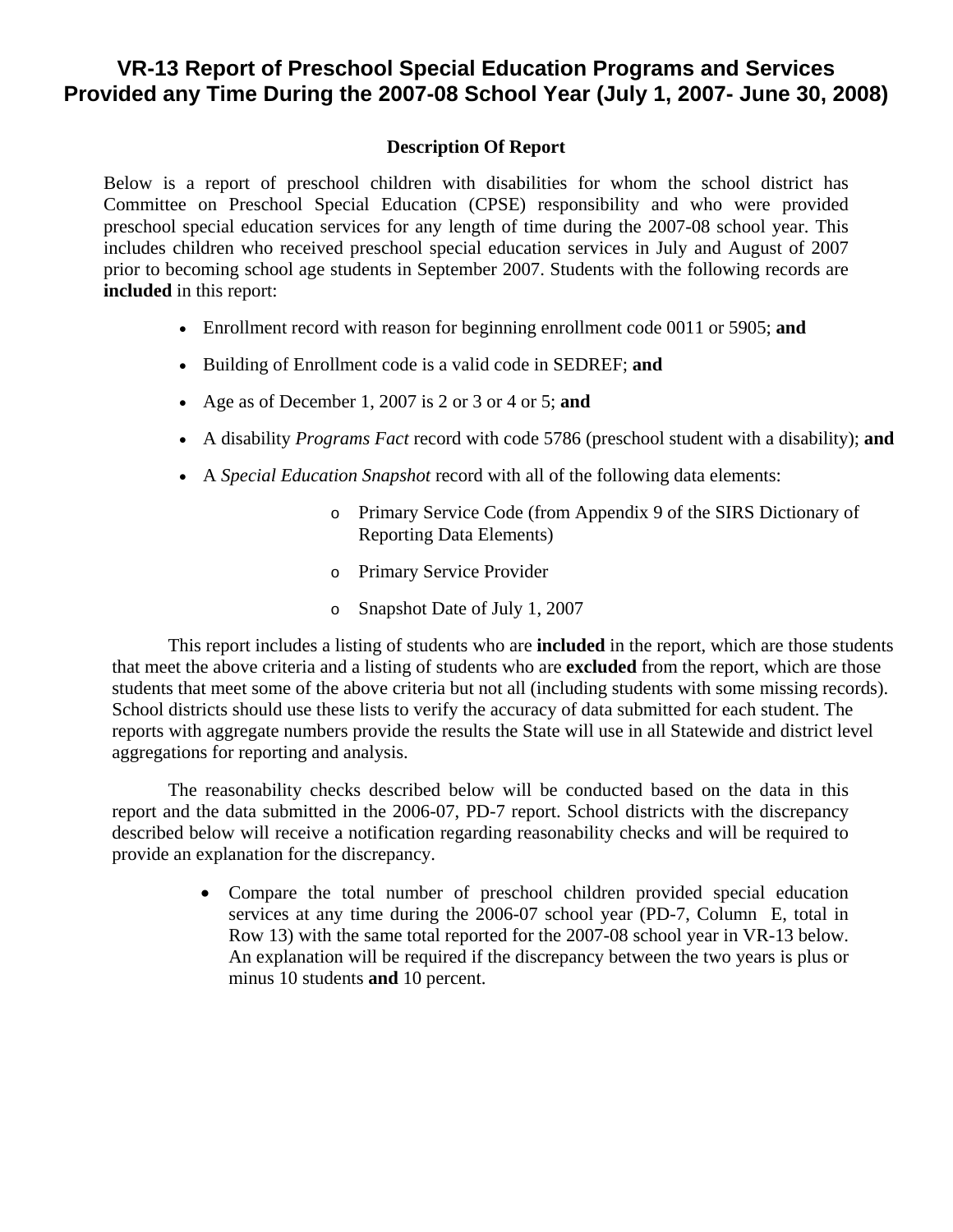# VR-13 Report of Preschool Special Education Programs and Services Provided any Time During the 2007-08 School Year (July 1, 2007- June 30, 2008)

**Description Of Report**

Below is a report of preschool children with disabilities for whom the school district has Committee on Preschool Special Education (CPSE) responsibility and who were provided preschool special education services for any length of time during the 2007-08 school year. This includes children who received preschool special education services in July and August of 2007 prior to becoming school age students in September 2007. Students with the following records are **included** in this report:

- Enrollment record with reason for beginning enrollment code 0011 or 5905; **and**
- Building of Enrollment code is a valid code in SEDREF; **and**
- Age as of December 1, 2007 is 2 or 3 or 4 or 5; **and**
- A disability *Programs Fact* record with code 5786 (preschool student with a disability); **and**
- A *Special Education Snapshot* record with all of the following data elements:
  - Primary Service Code (from Appendix 9 of the SIRS Dictionary of Reporting Data Elements)
  - Primary Service Provider
  - Snapshot Date of July 1, 2007

This report includes a listing of students who are **included** in the report, which are those students that meet the above criteria and a listing of students who are **excluded** from the report, which are those students that meet some of the above criteria but not all (including students with some missing records). School districts should use these lists to verify the accuracy of data submitted for each student. The reports with aggregate numbers provide the results the State will use in all Statewide and district level aggregations for reporting and analysis.

The reasonability checks described below will be conducted based on the data in this report and the data submitted in the 2006-07, PD-7 report. School districts with the discrepancy described below will receive a notification regarding reasonability checks and will be required to provide an explanation for the discrepancy.

- Compare the total number of preschool children provided special education services at any time during the 2006-07 school year (PD-7, Column E, total in Row 13) with the same total reported for the 2007-08 school year in VR-13 below. An explanation will be required if the discrepancy between the two years is plus or minus 10 students **and** 10 percent.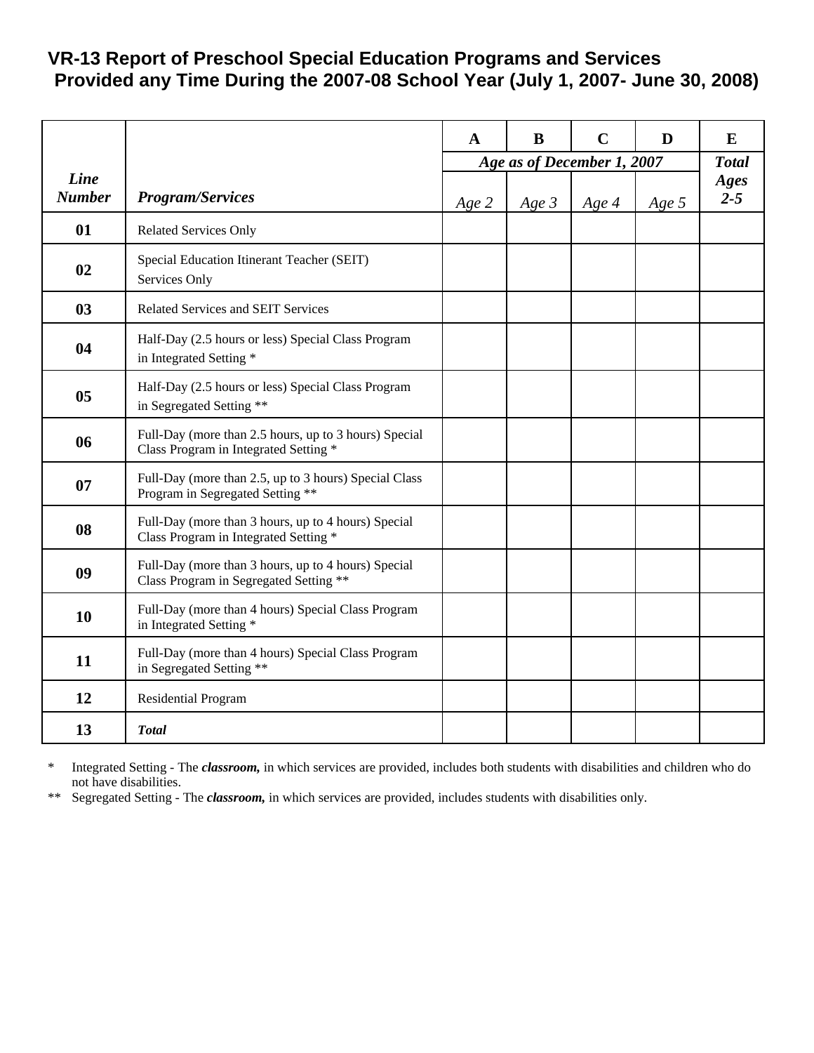# VR-13 Report of Preschool Special Education Programs and Services Provided any Time During the 2007-08 School Year (July 1, 2007- June 30, 2008)

| | | A | B | C | D | E |
|---|---|---|---|---|---|---|
| | | *Age as of December 1, 2007* | | | | ***Total*** |
| ***Line Number*** | ***Program/Services*** | *Age 2* | *Age 3* | *Age 4* | *Age 5* | ***Ages 2-5*** |
| **01** | Related Services Only | | | | | |
| **02** | Special Education Itinerant Teacher (SEIT) Services Only | | | | | |
| **03** | Related Services and SEIT Services | | | | | |
| **04** | Half-Day (2.5 hours or less) Special Class Program in Integrated Setting * | | | | | |
| **05** | Half-Day (2.5 hours or less) Special Class Program in Segregated Setting ** | | | | | |
| **06** | Full-Day (more than 2.5 hours, up to 3 hours) Special Class Program in Integrated Setting * | | | | | |
| **07** | Full-Day (more than 2.5, up to 3 hours) Special Class Program in Segregated Setting ** | | | | | |
| **08** | Full-Day (more than 3 hours, up to 4 hours) Special Class Program in Integrated Setting * | | | | | |
| **09** | Full-Day (more than 3 hours, up to 4 hours) Special Class Program in Segregated Setting ** | | | | | |
| **10** | Full-Day (more than 4 hours) Special Class Program in Integrated Setting * | | | | | |
| **11** | Full-Day (more than 4 hours) Special Class Program in Segregated Setting ** | | | | | |
| **12** | Residential Program | | | | | |
| **13** | ***Total*** | | | | | |

\* Integrated Setting - The ***classroom,*** in which services are provided, includes both students with disabilities and children who do not have disabilities.

\*\* Segregated Setting - The ***classroom,*** in which services are provided, includes students with disabilities only.